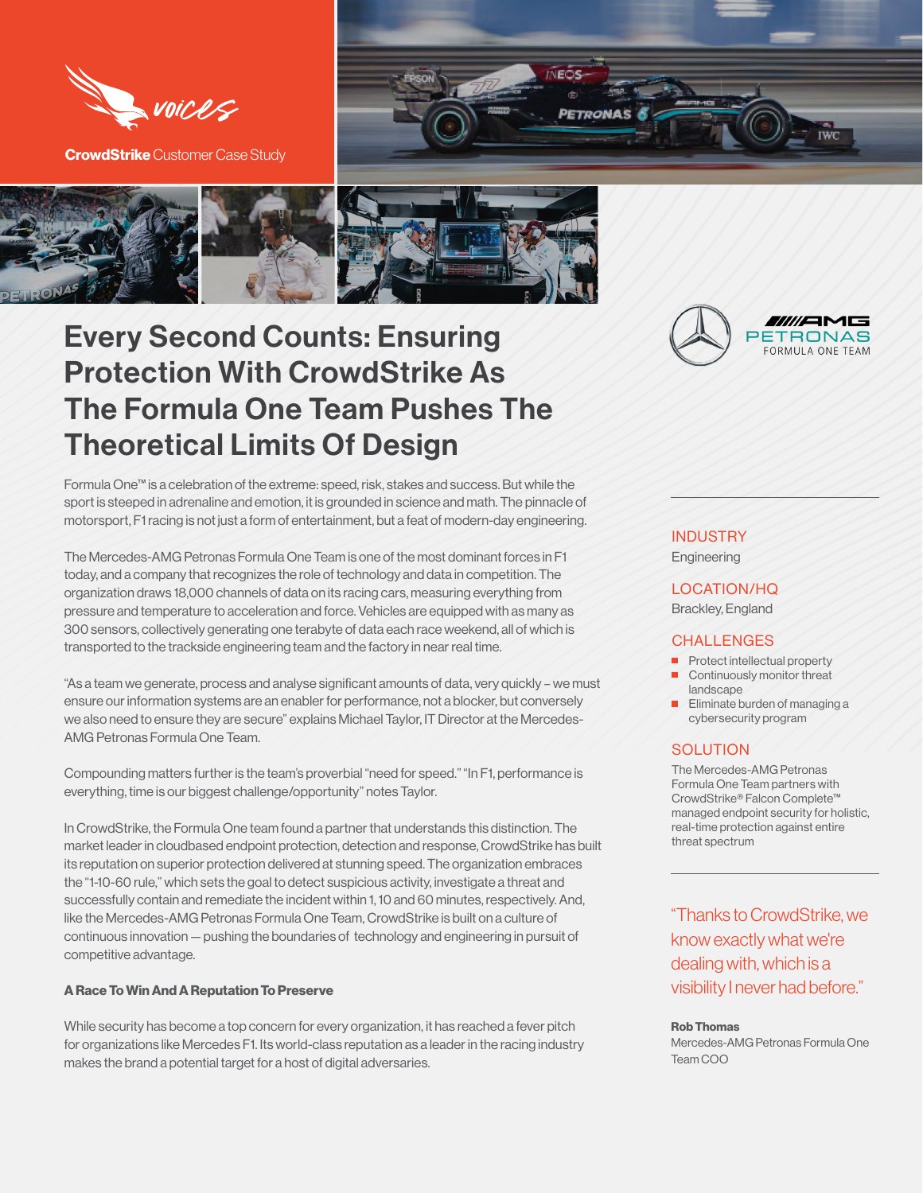CrowdStrike Customer Case Study

# Every Second Counts: Ensuring Protection With CrowdStrike As The Formula One Team Pushes The Theoretical Limits Of Design

Formula One™ is a celebration of the extreme: speed, risk, stakes and success. But while the sport is steeped in adrenaline and emotion, it is grounded in science and math. The pinnacle of motorsport, F1 racing is not just a form of entertainment, but a feat of modern-day engineering.

The Mercedes-AMG Petronas Formula One Team is one of the most dominant forces in F1 today, and a company that recognizes the role of technology and data in competition. The organization draws 18,000 channels of data on its racing cars, measuring everything from pressure and temperature to acceleration and force. Vehicles are equipped with as many as 300 sensors, collectively generating one terabyte of data each race weekend, all of which is transported to the trackside engineering team and the factory in near real time.

"As a team we generate, process and analyse significant amounts of data, very quickly – we must ensure our information systems are an enabler for performance, not a blocker, but conversely we also need to ensure they are secure" explains Michael Taylor, IT Director at the Mercedes-AMG Petronas Formula One Team.

Compounding matters further is the team's proverbial "need for speed." "In F1, performance is everything, time is our biggest challenge/opportunity" notes Taylor.

In CrowdStrike, the Formula One team found a partner that understands this distinction. The market leader in cloudbased endpoint protection, detection and response, CrowdStrike has built its reputation on superior protection delivered at stunning speed. The organization embraces the "1-10-60 rule," which sets the goal to detect suspicious activity, investigate a threat and successfully contain and remediate the incident within 1, 10 and 60 minutes, respectively. And, like the Mercedes-AMG Petronas Formula One Team, CrowdStrike is built on a culture of continuous innovation — pushing the boundaries of technology and engineering in pursuit of competitive advantage.

### A Race To Win And A Reputation To Preserve

While security has become a top concern for every organization, it has reached a fever pitch for organizations like Mercedes F1. Its world-class reputation as a leader in the racing industry makes the brand a potential target for a host of digital adversaries.

---

**INDUSTRY**

Engineering

**LOCATION/HQ**

Brackley, England

**CHALLENGES**

- Protect intellectual property
- Continuously monitor threat landscape
- Eliminate burden of managing a cybersecurity program

**SOLUTION**

The Mercedes-AMG Petronas Formula One Team partners with CrowdStrike® Falcon Complete™ managed endpoint security for holistic, real-time protection against entire threat spectrum

> "Thanks to CrowdStrike, we know exactly what we're dealing with, which is a visibility I never had before."

**Rob Thomas**
Mercedes-AMG Petronas Formula One Team COO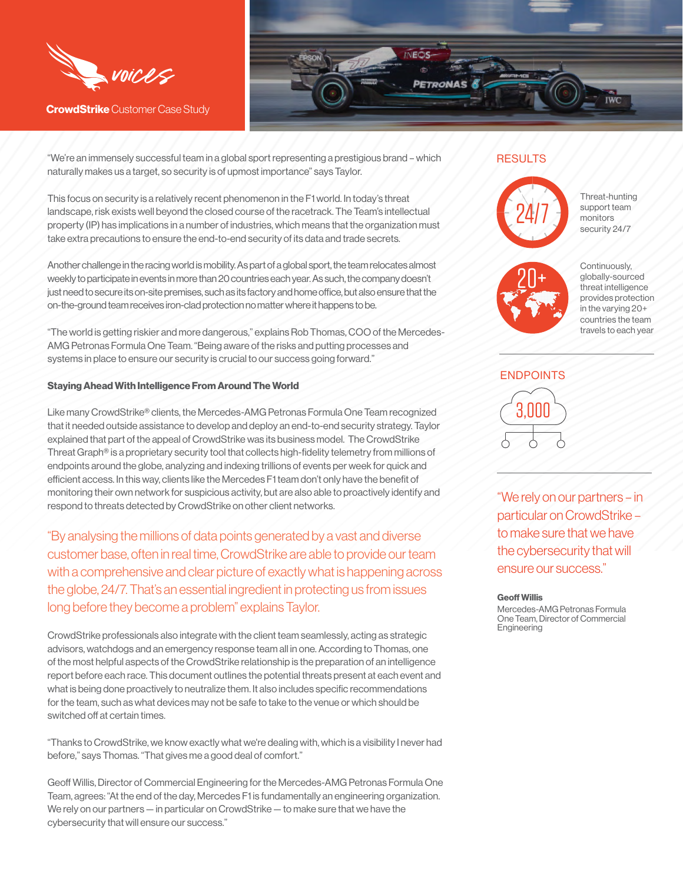CrowdStrike Customer Case Study

"We're an immensely successful team in a global sport representing a prestigious brand – which naturally makes us a target, so security is of upmost importance" says Taylor.

This focus on security is a relatively recent phenomenon in the F1 world. In today's threat landscape, risk exists well beyond the closed course of the racetrack. The Team's intellectual property (IP) has implications in a number of industries, which means that the organization must take extra precautions to ensure the end-to-end security of its data and trade secrets.

Another challenge in the racing world is mobility. As part of a global sport, the team relocates almost weekly to participate in events in more than 20 countries each year. As such, the company doesn't just need to secure its on-site premises, such as its factory and home office, but also ensure that the on-the-ground team receives iron-clad protection no matter where it happens to be.

"The world is getting riskier and more dangerous," explains Rob Thomas, COO of the Mercedes-AMG Petronas Formula One Team. "Being aware of the risks and putting processes and systems in place to ensure our security is crucial to our success going forward."

**Staying Ahead With Intelligence From Around The World**

Like many CrowdStrike® clients, the Mercedes-AMG Petronas Formula One Team recognized that it needed outside assistance to develop and deploy an end-to-end security strategy. Taylor explained that part of the appeal of CrowdStrike was its business model. The CrowdStrike Threat Graph® is a proprietary security tool that collects high-fidelity telemetry from millions of endpoints around the globe, analyzing and indexing trillions of events per week for quick and efficient access. In this way, clients like the Mercedes F1 team don't only have the benefit of monitoring their own network for suspicious activity, but are also able to proactively identify and respond to threats detected by CrowdStrike on other client networks.

> "By analysing the millions of data points generated by a vast and diverse customer base, often in real time, CrowdStrike are able to provide our team with a comprehensive and clear picture of exactly what is happening across the globe, 24/7. That's an essential ingredient in protecting us from issues long before they become a problem" explains Taylor.

CrowdStrike professionals also integrate with the client team seamlessly, acting as strategic advisors, watchdogs and an emergency response team all in one. According to Thomas, one of the most helpful aspects of the CrowdStrike relationship is the preparation of an intelligence report before each race. This document outlines the potential threats present at each event and what is being done proactively to neutralize them. It also includes specific recommendations for the team, such as what devices may not be safe to take to the venue or which should be switched off at certain times.

"Thanks to CrowdStrike, we know exactly what we're dealing with, which is a visibility I never had before," says Thomas. "That gives me a good deal of comfort."

Geoff Willis, Director of Commercial Engineering for the Mercedes-AMG Petronas Formula One Team, agrees: "At the end of the day, Mercedes F1 is fundamentally an engineering organization. We rely on our partners — in particular on CrowdStrike — to make sure that we have the cybersecurity that will ensure our success."

## RESULTS

**24/7** — Threat-hunting support team monitors security 24/7

**20+** — Continuously, globally-sourced threat intelligence provides protection in the varying 20+ countries the team travels to each year

## ENDPOINTS

**3,000**

> "We rely on our partners – in particular on CrowdStrike – to make sure that we have the cybersecurity that will ensure our success."

**Geoff Willis**
Mercedes-AMG Petronas Formula One Team, Director of Commercial Engineering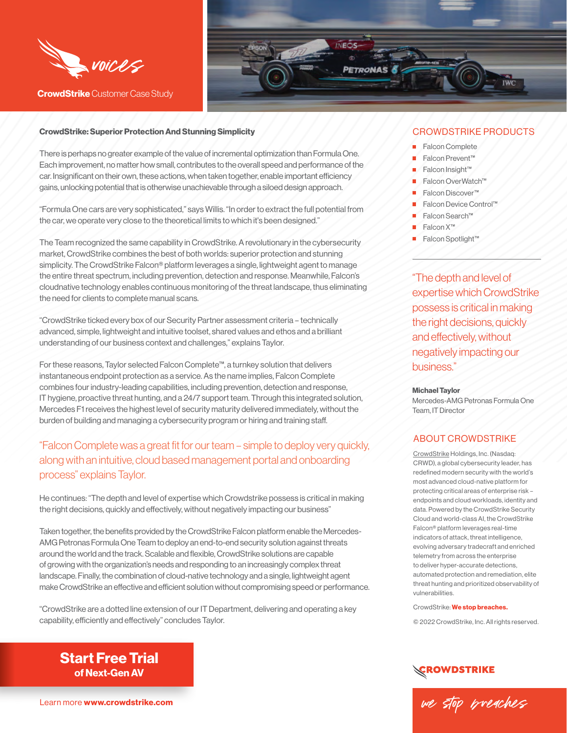CrowdStrike Customer Case Study

## CrowdStrike: Superior Protection And Stunning Simplicity

There is perhaps no greater example of the value of incremental optimization than Formula One. Each improvement, no matter how small, contributes to the overall speed and performance of the car. Insignificant on their own, these actions, when taken together, enable important efficiency gains, unlocking potential that is otherwise unachievable through a siloed design approach.

"Formula One cars are very sophisticated," says Willis. "In order to extract the full potential from the car, we operate very close to the theoretical limits to which it's been designed."

The Team recognized the same capability in CrowdStrike. A revolutionary in the cybersecurity market, CrowdStrike combines the best of both worlds: superior protection and stunning simplicity. The CrowdStrike Falcon® platform leverages a single, lightweight agent to manage the entire threat spectrum, including prevention, detection and response. Meanwhile, Falcon's cloudnative technology enables continuous monitoring of the threat landscape, thus eliminating the need for clients to complete manual scans.

"CrowdStrike ticked every box of our Security Partner assessment criteria – technically advanced, simple, lightweight and intuitive toolset, shared values and ethos and a brilliant understanding of our business context and challenges," explains Taylor.

For these reasons, Taylor selected Falcon Complete™, a turnkey solution that delivers instantaneous endpoint protection as a service. As the name implies, Falcon Complete combines four industry-leading capabilities, including prevention, detection and response, IT hygiene, proactive threat hunting, and a 24/7 support team. Through this integrated solution, Mercedes F1 receives the highest level of security maturity delivered immediately, without the burden of building and managing a cybersecurity program or hiring and training staff.

"Falcon Complete was a great fit for our team – simple to deploy very quickly, along with an intuitive, cloud based management portal and onboarding process" explains Taylor.

He continues: "The depth and level of expertise which Crowdstrike possess is critical in making the right decisions, quickly and effectively, without negatively impacting our business"

Taken together, the benefits provided by the CrowdStrike Falcon platform enable the Mercedes-AMG Petronas Formula One Team to deploy an end-to-end security solution against threats around the world and the track. Scalable and flexible, CrowdStrike solutions are capable of growing with the organization's needs and responding to an increasingly complex threat landscape. Finally, the combination of cloud-native technology and a single, lightweight agent make CrowdStrike an effective and efficient solution without compromising speed or performance.

"CrowdStrike are a dotted line extension of our IT Department, delivering and operating a key capability, efficiently and effectively" concludes Taylor.

**Start Free Trial**
**of Next-Gen AV**

Learn more **www.crowdstrike.com**

## CROWDSTRIKE PRODUCTS

- Falcon Complete
- Falcon Prevent™
- Falcon Insight™
- Falcon OverWatch™
- Falcon Discover™
- Falcon Device Control™
- Falcon Search™
- Falcon X™
- Falcon Spotlight™

"The depth and level of expertise which CrowdStrike possess is critical in making the right decisions, quickly and effectively, without negatively impacting our business."

**Michael Taylor**
Mercedes-AMG Petronas Formula One Team, IT Director

## ABOUT CROWDSTRIKE

CrowdStrike Holdings, Inc. (Nasdaq: CRWD), a global cybersecurity leader, has redefined modern security with the world's most advanced cloud-native platform for protecting critical areas of enterprise risk – endpoints and cloud workloads, identity and data. Powered by the CrowdStrike Security Cloud and world-class AI, the CrowdStrike Falcon® platform leverages real-time indicators of attack, threat intelligence, evolving adversary tradecraft and enriched telemetry from across the enterprise to deliver hyper-accurate detections, automated protection and remediation, elite threat hunting and prioritized observability of vulnerabilities.

CrowdStrike: **We stop breaches.**

© 2022 CrowdStrike, Inc. All rights reserved.

CROWDSTRIKE

we stop breaches